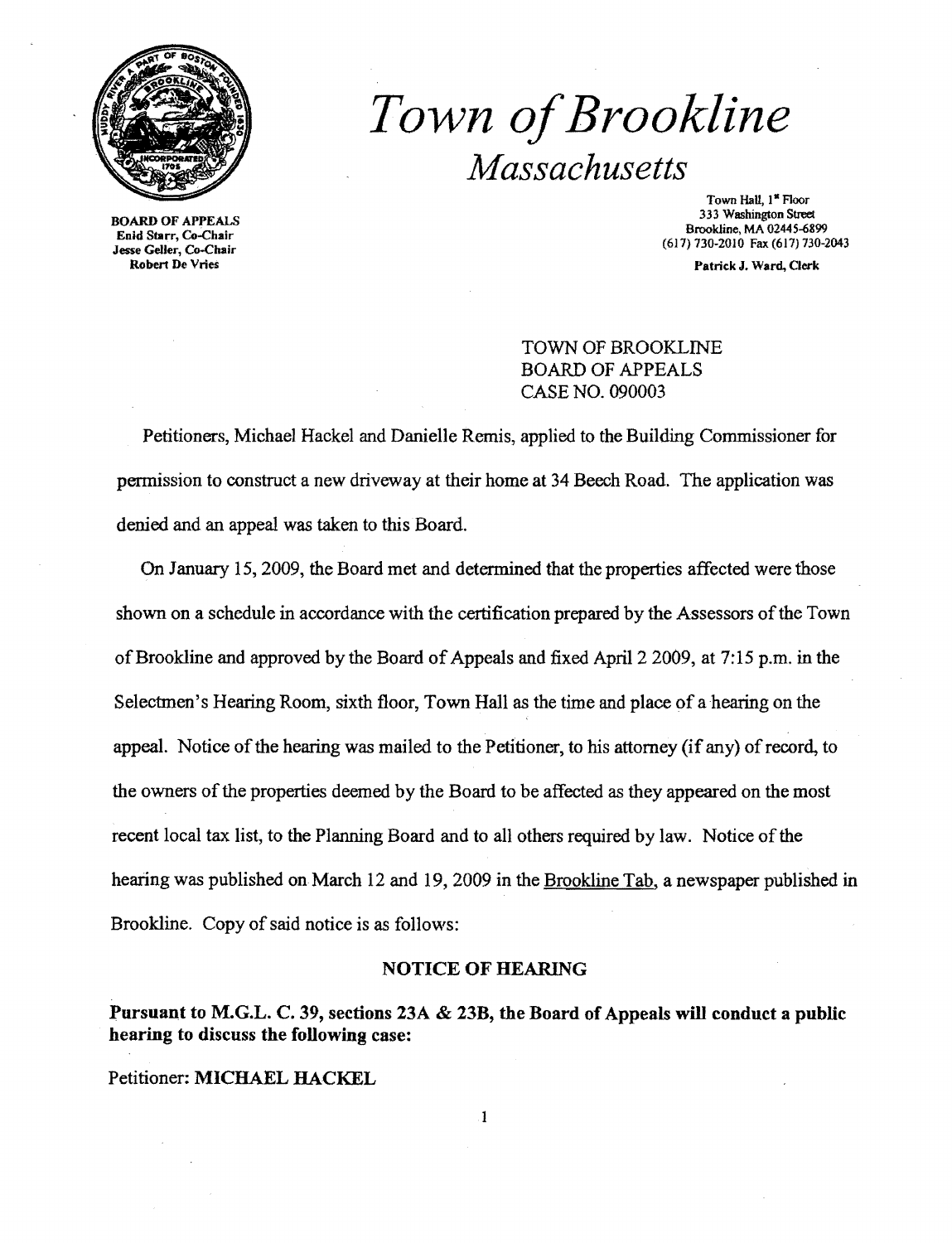# Town of Brookline

## Massachusetts

BOARD OF APPEALS
Enid Starr, Co-Chair
Jesse Geller, Co-Chair
Robert De Vries

Town Hall, 1st Floor
333 Washington Street
Brookline, MA 02445-6899
(617) 730-2010 Fax (617) 730-2043

Patrick J. Ward, Clerk

TOWN OF BROOKLINE
BOARD OF APPEALS
CASE NO. 090003

Petitioners, Michael Hackel and Danielle Remis, applied to the Building Commissioner for permission to construct a new driveway at their home at 34 Beech Road. The application was denied and an appeal was taken to this Board.

On January 15, 2009, the Board met and determined that the properties affected were those shown on a schedule in accordance with the certification prepared by the Assessors of the Town of Brookline and approved by the Board of Appeals and fixed April 2 2009, at 7:15 p.m. in the Selectmen's Hearing Room, sixth floor, Town Hall as the time and place of a hearing on the appeal. Notice of the hearing was mailed to the Petitioner, to his attorney (if any) of record, to the owners of the properties deemed by the Board to be affected as they appeared on the most recent local tax list, to the Planning Board and to all others required by law. Notice of the hearing was published on March 12 and 19, 2009 in the Brookline Tab, a newspaper published in Brookline. Copy of said notice is as follows:

### NOTICE OF HEARING

**Pursuant to M.G.L. C. 39, sections 23A & 23B, the Board of Appeals will conduct a public hearing to discuss the following case:**

Petitioner: **MICHAEL HACKEL**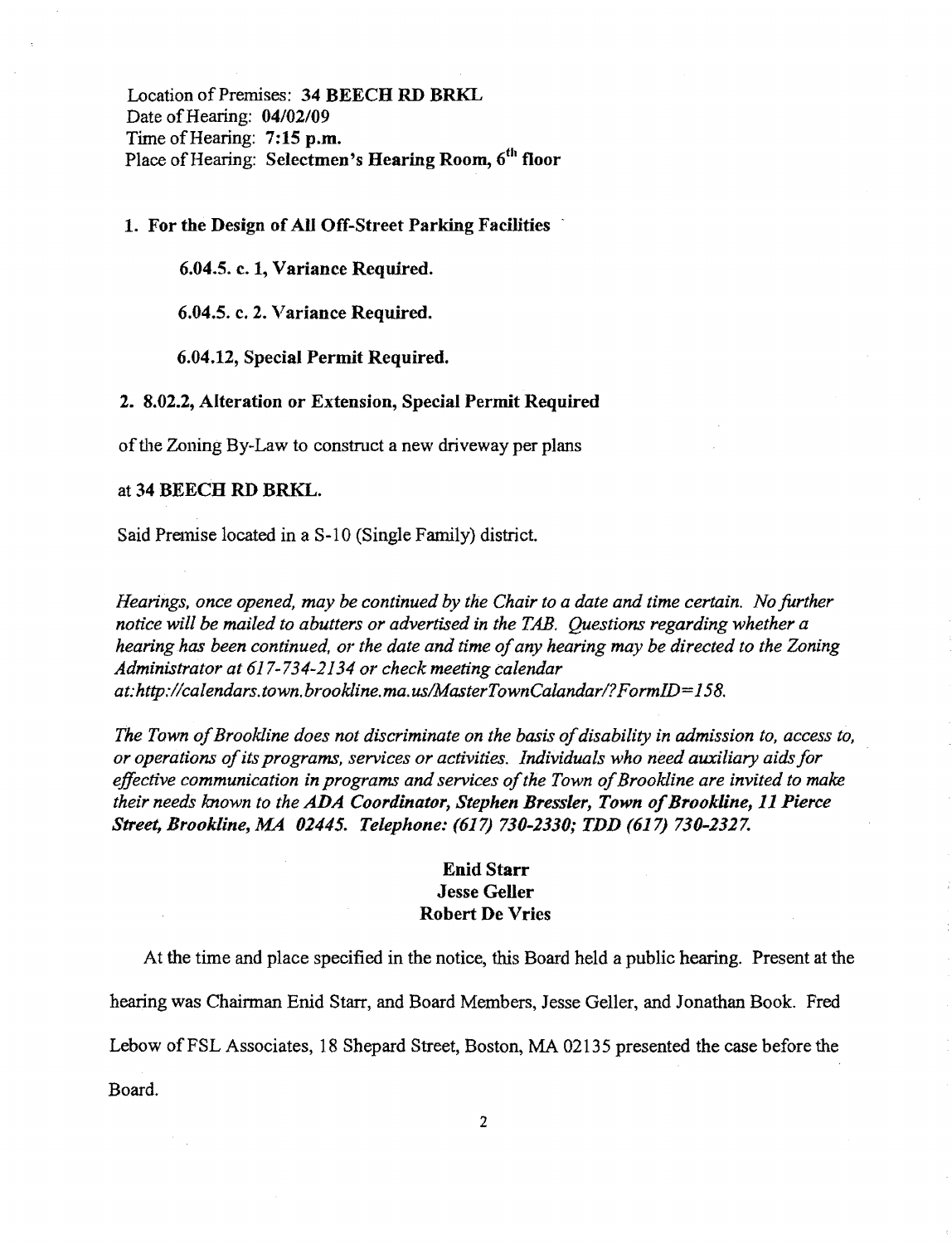Location of Premises: **34 BEECH RD BRKL**
Date of Hearing: **04/02/09**
Time of Hearing: **7:15 p.m.**
Place of Hearing: **Selectmen's Hearing Room, 6th floor**

**1. For the Design of All Off-Street Parking Facilities**

**6.04.5. c. 1, Variance Required.**

**6.04.5. c. 2. Variance Required.**

**6.04.12, Special Permit Required.**

**2. 8.02.2, Alteration or Extension, Special Permit Required**

of the Zoning By-Law to construct a new driveway per plans

at **34 BEECH RD BRKL.**

Said Premise located in a S-10 (Single Family) district.

*Hearings, once opened, may be continued by the Chair to a date and time certain. No further notice will be mailed to abutters or advertised in the TAB. Questions regarding whether a hearing has been continued, or the date and time of any hearing may be directed to the Zoning Administrator at 617-734-2134 or check meeting calendar at:http://calendars.town.brookline.ma.us/MasterTownCalandar/?FormID=158.*

*The Town of Brookline does not discriminate on the basis of disability in admission to, access to, or operations of its programs, services or activities. Individuals who need auxiliary aids for effective communication in programs and services of the Town of Brookline are invited to make their needs known to the* ***ADA Coordinator, Stephen Bressler, Town of Brookline, 11 Pierce Street, Brookline, MA 02445. Telephone: (617) 730-2330; TDD (617) 730-2327.***

**Enid Starr**
**Jesse Geller**
**Robert De Vries**

At the time and place specified in the notice, this Board held a public hearing. Present at the hearing was Chairman Enid Starr, and Board Members, Jesse Geller, and Jonathan Book. Fred Lebow of FSL Associates, 18 Shepard Street, Boston, MA 02135 presented the case before the Board.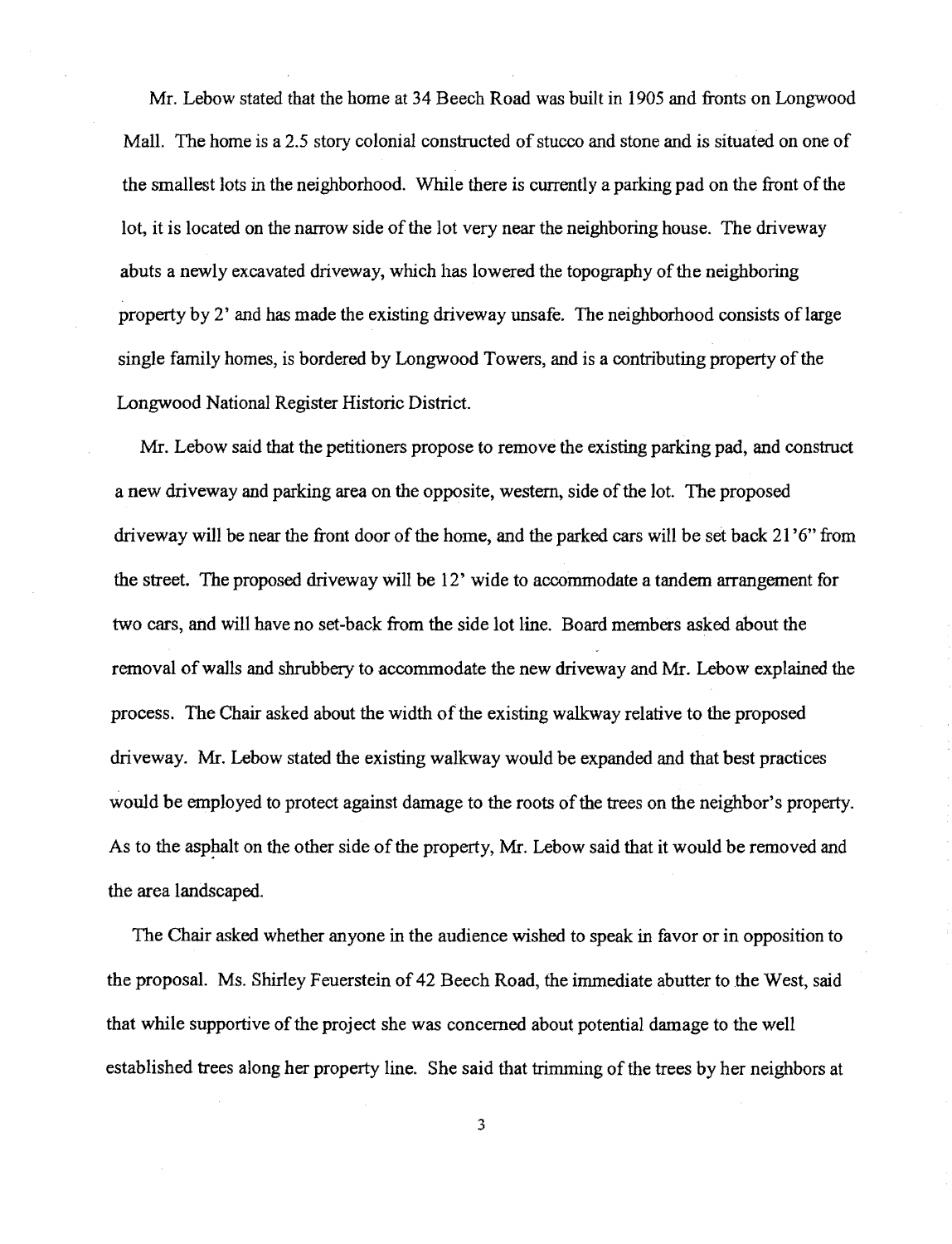Mr. Lebow stated that the home at 34 Beech Road was built in 1905 and fronts on Longwood Mall. The home is a 2.5 story colonial constructed of stucco and stone and is situated on one of the smallest lots in the neighborhood. While there is currently a parking pad on the front of the lot, it is located on the narrow side of the lot very near the neighboring house. The driveway abuts a newly excavated driveway, which has lowered the topography of the neighboring property by 2' and has made the existing driveway unsafe. The neighborhood consists of large single family homes, is bordered by Longwood Towers, and is a contributing property of the Longwood National Register Historic District.

Mr. Lebow said that the petitioners propose to remove the existing parking pad, and construct a new driveway and parking area on the opposite, western, side of the lot. The proposed driveway will be near the front door of the home, and the parked cars will be set back 21'6" from the street. The proposed driveway will be 12' wide to accommodate a tandem arrangement for two cars, and will have no set-back from the side lot line. Board members asked about the removal of walls and shrubbery to accommodate the new driveway and Mr. Lebow explained the process. The Chair asked about the width of the existing walkway relative to the proposed driveway. Mr. Lebow stated the existing walkway would be expanded and that best practices would be employed to protect against damage to the roots of the trees on the neighbor's property. As to the asphalt on the other side of the property, Mr. Lebow said that it would be removed and the area landscaped.

The Chair asked whether anyone in the audience wished to speak in favor or in opposition to the proposal. Ms. Shirley Feuerstein of 42 Beech Road, the immediate abutter to the West, said that while supportive of the project she was concerned about potential damage to the well established trees along her property line. She said that trimming of the trees by her neighbors at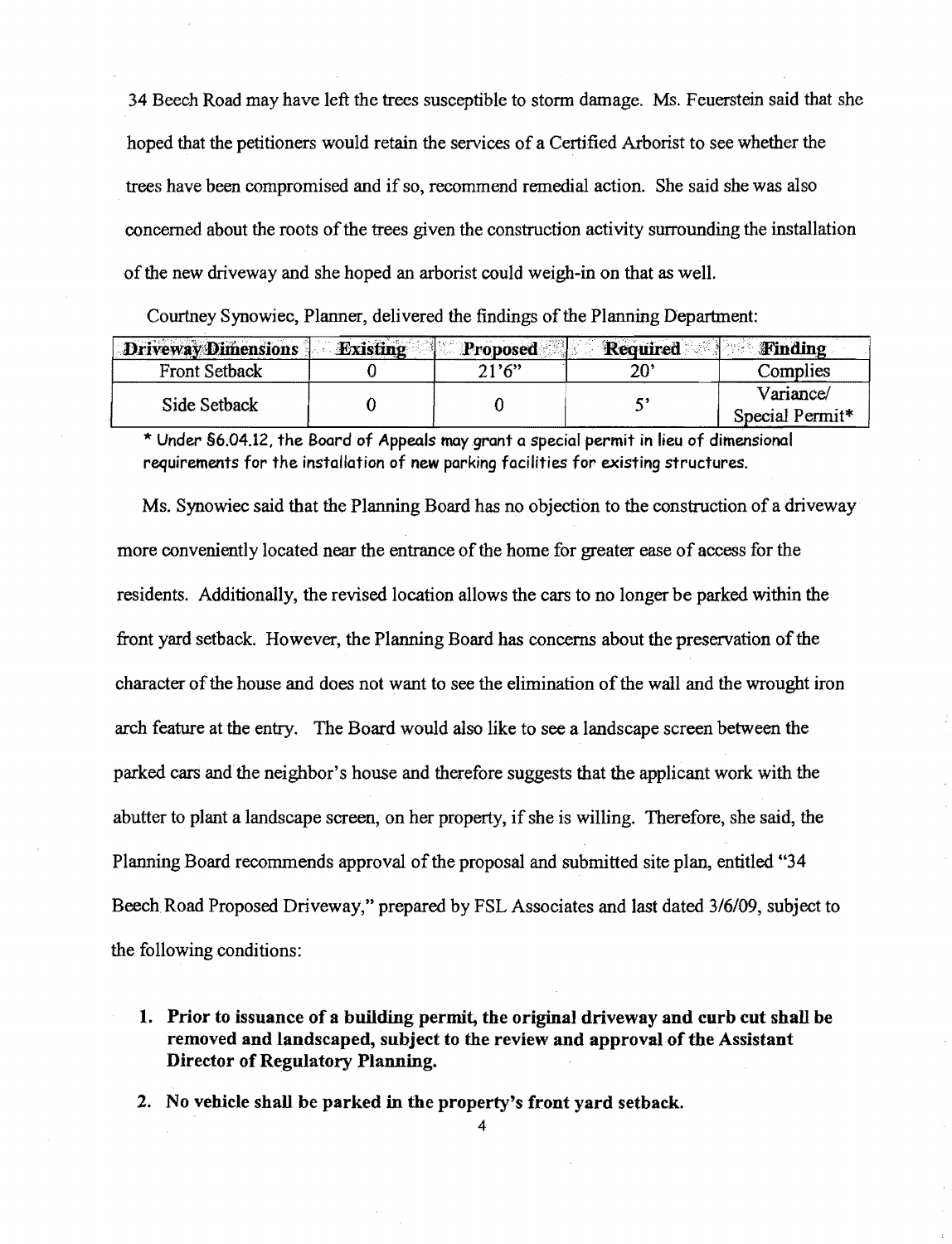34 Beech Road may have left the trees susceptible to storm damage. Ms. Feuerstein said that she hoped that the petitioners would retain the services of a Certified Arborist to see whether the trees have been compromised and if so, recommend remedial action. She said she was also concerned about the roots of the trees given the construction activity surrounding the installation of the new driveway and she hoped an arborist could weigh-in on that as well.

Courtney Synowiec, Planner, delivered the findings of the Planning Department:

| Driveway Dimensions | Existing | Proposed | Required | Finding |
|---|---|---|---|---|
| Front Setback | 0 | 21'6" | 20' | Complies |
| Side Setback | 0 | 0 | 5' | Variance/ Special Permit* |

\* Under §6.04.12, the Board of Appeals may grant a special permit in lieu of dimensional requirements for the installation of new parking facilities for existing structures.

Ms. Synowiec said that the Planning Board has no objection to the construction of a driveway more conveniently located near the entrance of the home for greater ease of access for the residents. Additionally, the revised location allows the cars to no longer be parked within the front yard setback. However, the Planning Board has concerns about the preservation of the character of the house and does not want to see the elimination of the wall and the wrought iron arch feature at the entry. The Board would also like to see a landscape screen between the parked cars and the neighbor's house and therefore suggests that the applicant work with the abutter to plant a landscape screen, on her property, if she is willing. Therefore, she said, the Planning Board recommends approval of the proposal and submitted site plan, entitled "34 Beech Road Proposed Driveway," prepared by FSL Associates and last dated 3/6/09, subject to the following conditions:

1. **Prior to issuance of a building permit, the original driveway and curb cut shall be removed and landscaped, subject to the review and approval of the Assistant Director of Regulatory Planning.**
2. **No vehicle shall be parked in the property's front yard setback.**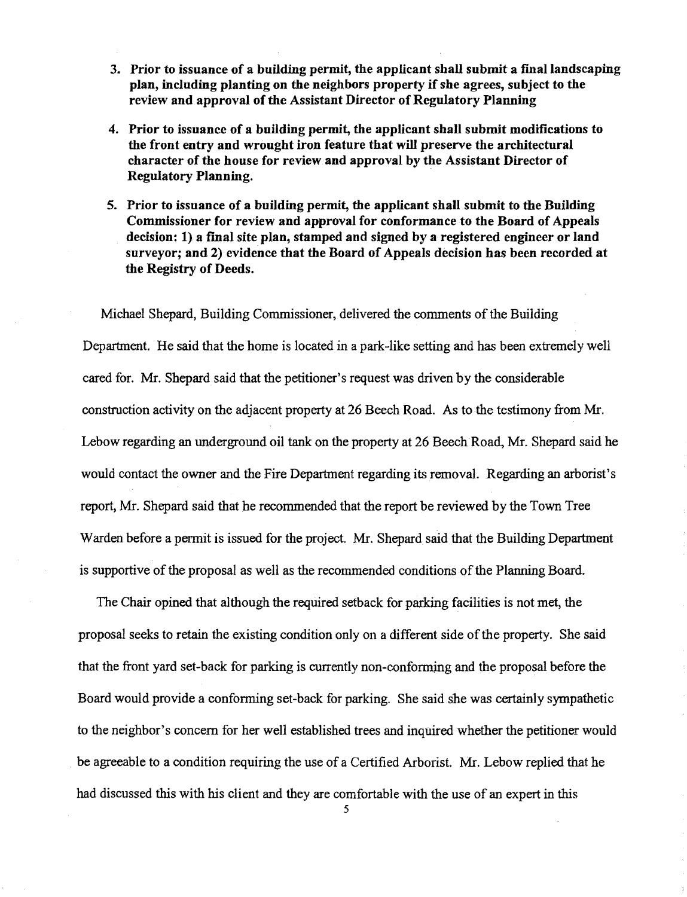3. **Prior to issuance of a building permit, the applicant shall submit a final landscaping plan, including planting on the neighbors property if she agrees, subject to the review and approval of the Assistant Director of Regulatory Planning**

4. **Prior to issuance of a building permit, the applicant shall submit modifications to the front entry and wrought iron feature that will preserve the architectural character of the house for review and approval by the Assistant Director of Regulatory Planning.**

5. **Prior to issuance of a building permit, the applicant shall submit to the Building Commissioner for review and approval for conformance to the Board of Appeals decision: 1) a final site plan, stamped and signed by a registered engineer or land surveyor; and 2) evidence that the Board of Appeals decision has been recorded at the Registry of Deeds.**

Michael Shepard, Building Commissioner, delivered the comments of the Building Department. He said that the home is located in a park-like setting and has been extremely well cared for. Mr. Shepard said that the petitioner's request was driven by the considerable construction activity on the adjacent property at 26 Beech Road. As to the testimony from Mr. Lebow regarding an underground oil tank on the property at 26 Beech Road, Mr. Shepard said he would contact the owner and the Fire Department regarding its removal. Regarding an arborist's report, Mr. Shepard said that he recommended that the report be reviewed by the Town Tree Warden before a permit is issued for the project. Mr. Shepard said that the Building Department is supportive of the proposal as well as the recommended conditions of the Planning Board.

The Chair opined that although the required setback for parking facilities is not met, the proposal seeks to retain the existing condition only on a different side of the property. She said that the front yard set-back for parking is currently non-conforming and the proposal before the Board would provide a conforming set-back for parking. She said she was certainly sympathetic to the neighbor's concern for her well established trees and inquired whether the petitioner would be agreeable to a condition requiring the use of a Certified Arborist. Mr. Lebow replied that he had discussed this with his client and they are comfortable with the use of an expert in this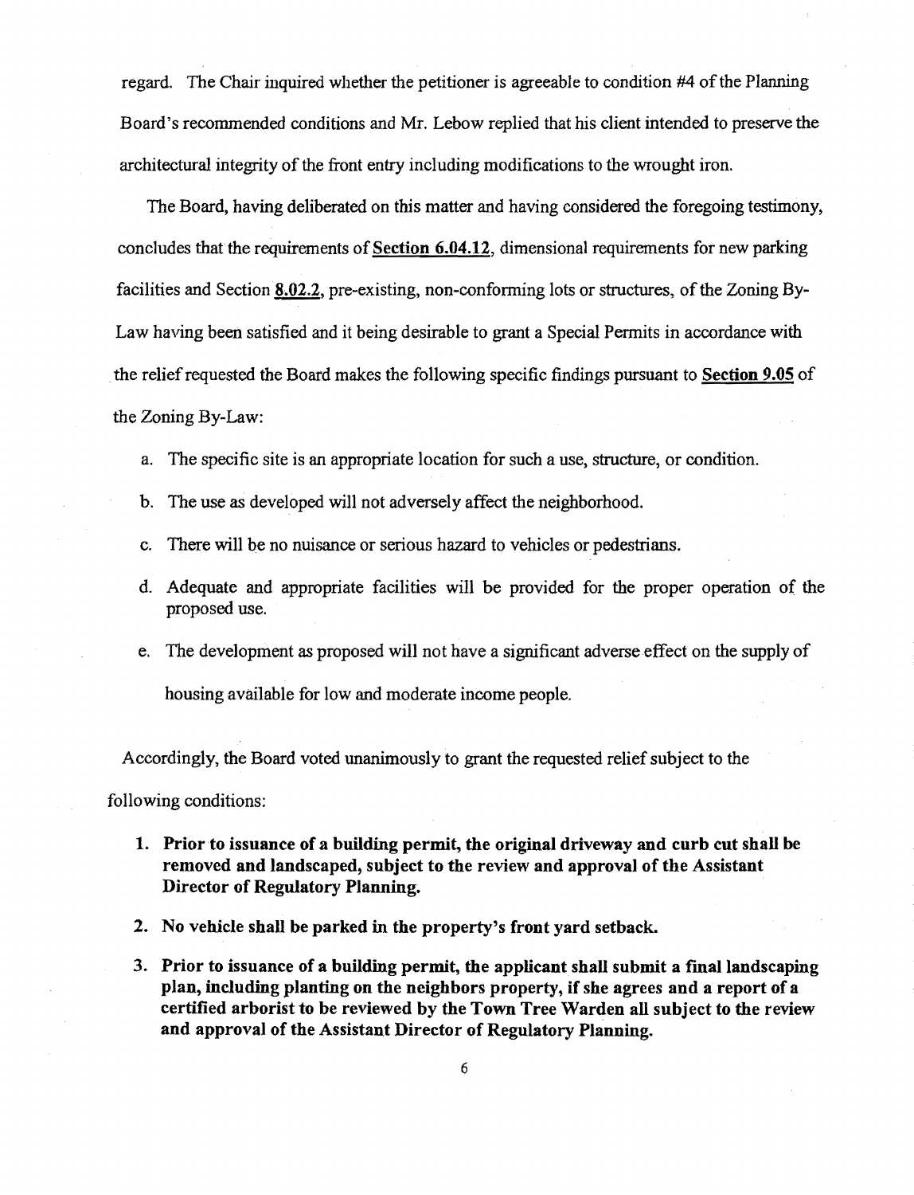regard. The Chair inquired whether the petitioner is agreeable to condition #4 of the Planning Board's recommended conditions and Mr. Lebow replied that his client intended to preserve the architectural integrity of the front entry including modifications to the wrought iron.

The Board, having deliberated on this matter and having considered the foregoing testimony, concludes that the requirements of **Section 6.04.12**, dimensional requirements for new parking facilities and Section **8.02.2**, pre-existing, non-conforming lots or structures, of the Zoning By-Law having been satisfied and it being desirable to grant a Special Permits in accordance with the relief requested the Board makes the following specific findings pursuant to **Section 9.05** of the Zoning By-Law:

a. The specific site is an appropriate location for such a use, structure, or condition.
b. The use as developed will not adversely affect the neighborhood.
c. There will be no nuisance or serious hazard to vehicles or pedestrians.
d. Adequate and appropriate facilities will be provided for the proper operation of the proposed use.
e. The development as proposed will not have a significant adverse effect on the supply of housing available for low and moderate income people.

Accordingly, the Board voted unanimously to grant the requested relief subject to the following conditions:

1. **Prior to issuance of a building permit, the original driveway and curb cut shall be removed and landscaped, subject to the review and approval of the Assistant Director of Regulatory Planning.**
2. **No vehicle shall be parked in the property's front yard setback.**
3. **Prior to issuance of a building permit, the applicant shall submit a final landscaping plan, including planting on the neighbors property, if she agrees and a report of a certified arborist to be reviewed by the Town Tree Warden all subject to the review and approval of the Assistant Director of Regulatory Planning.**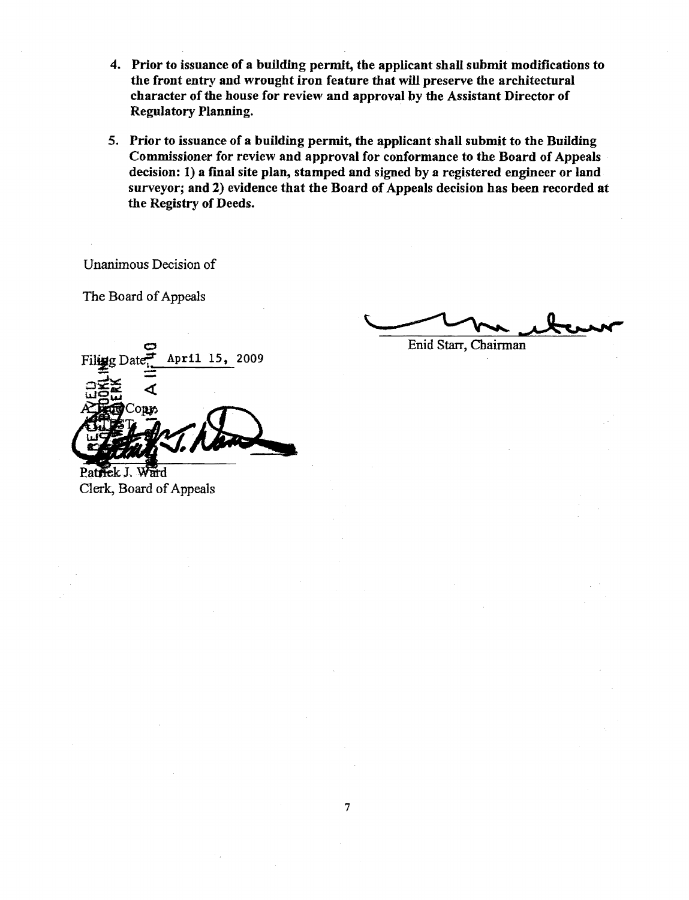4. **Prior to issuance of a building permit, the applicant shall submit modifications to the front entry and wrought iron feature that will preserve the architectural character of the house for review and approval by the Assistant Director of Regulatory Planning.**

5. **Prior to issuance of a building permit, the applicant shall submit to the Building Commissioner for review and approval for conformance to the Board of Appeals decision: 1) a final site plan, stamped and signed by a registered engineer or land surveyor; and 2) evidence that the Board of Appeals decision has been recorded at the Registry of Deeds.**

Unanimous Decision of

The Board of Appeals

Enid Starr, Chairman

Filing Date: April 15, 2009

A True Copy

ATTEST:

Patrick J. Ward

Clerk, Board of Appeals